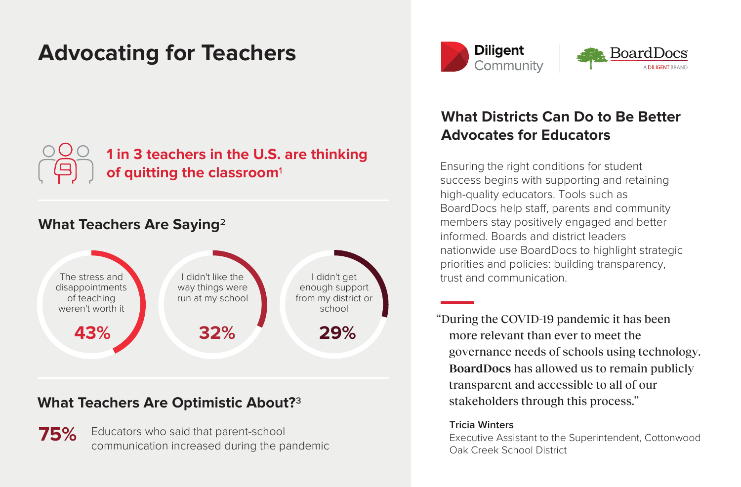# Advocating for Teachers

**1 in 3 teachers in the U.S. are thinking of quitting the classroom[1]**

## What Teachers Are Saying[2]

- The stress and disappointments of teaching weren't worth it — **43%**
- I didn't like the way things were run at my school — **32%**
- I didn't get enough support from my district or school — **29%**

## What Teachers Are Optimistic About?[3]

**75%** Educators who said that parent-school communication increased during the pandemic

Diligent Community | BoardDocs — A DILIGENT BRAND

## What Districts Can Do to Be Better Advocates for Educators

Ensuring the right conditions for student success begins with supporting and retaining high-quality educators. Tools such as BoardDocs help staff, parents and community members stay positively engaged and better informed. Boards and district leaders nationwide use BoardDocs to highlight strategic priorities and policies: building transparency, trust and communication.

"During the COVID-19 pandemic it has been more relevant than ever to meet the governance needs of schools using technology. **BoardDocs** has allowed us to remain publicly transparent and accessible to all of our stakeholders through this process."

**Tricia Winters**
Executive Assistant to the Superintendent, Cottonwood Oak Creek School District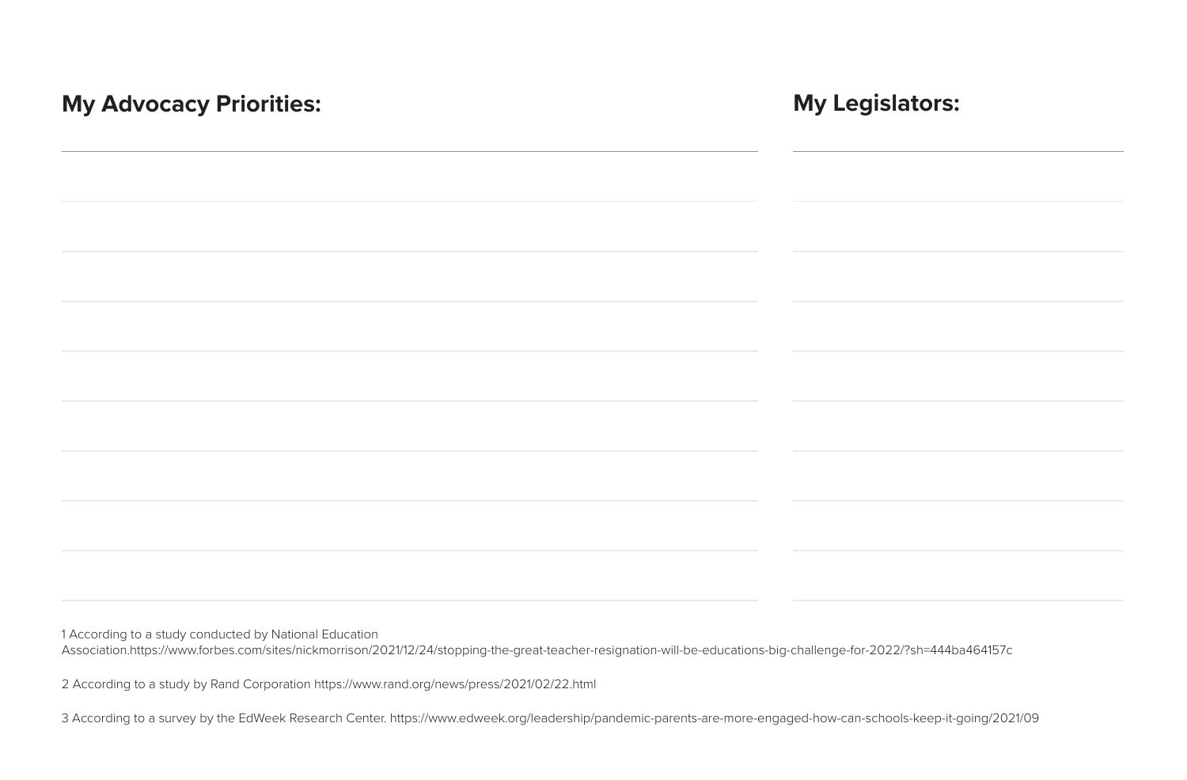## My Advocacy Priorities:

## My Legislators:

1 According to a study conducted by National Education Association.https://www.forbes.com/sites/nickmorrison/2021/12/24/stopping-the-great-teacher-resignation-will-be-educations-big-challenge-for-2022/?sh=444ba464157c

2 According to a study by Rand Corporation https://www.rand.org/news/press/2021/02/22.html

3 According to a survey by the EdWeek Research Center. https://www.edweek.org/leadership/pandemic-parents-are-more-engaged-how-can-schools-keep-it-going/2021/09